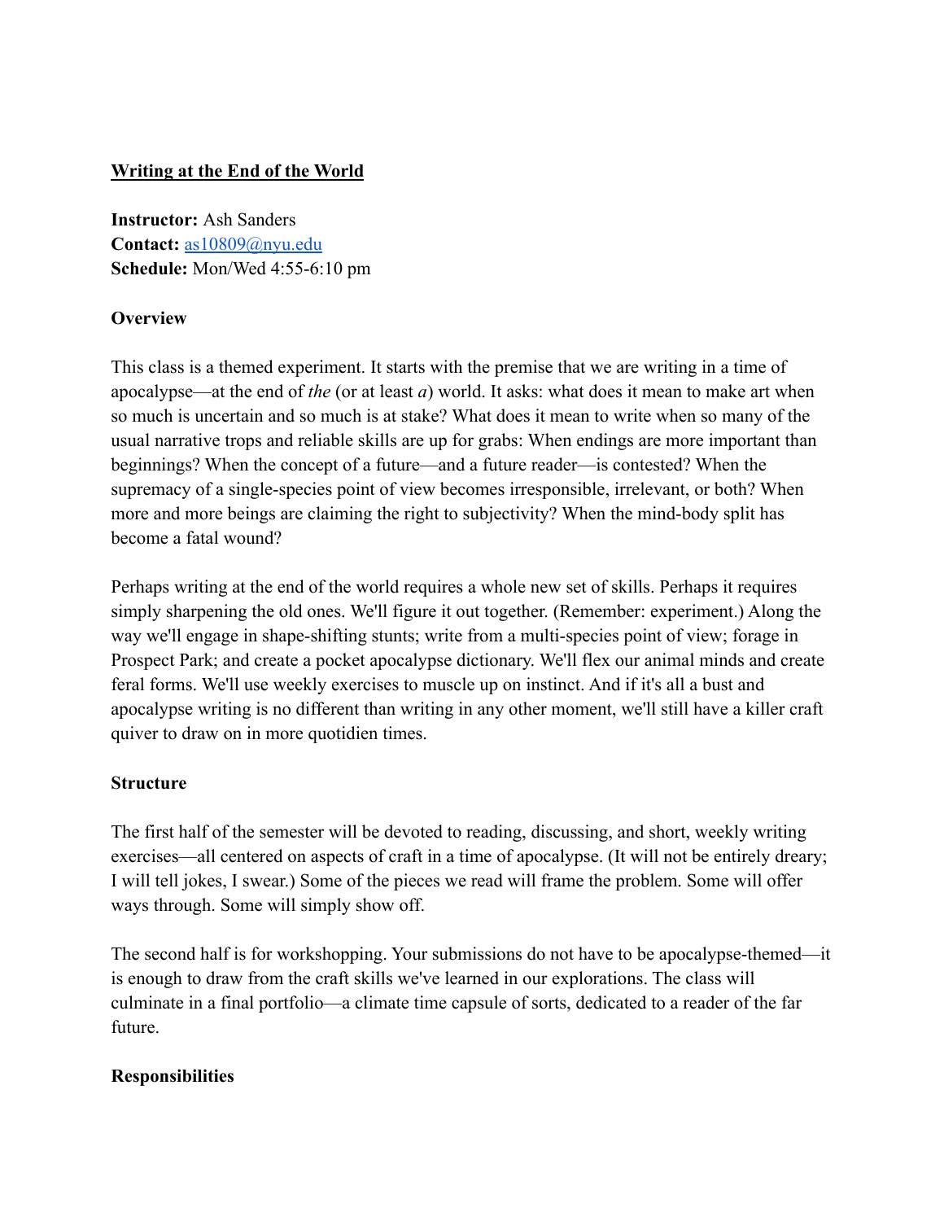# Writing at the End of the World

**Instructor:** Ash Sanders
**Contact:** as10809@nyu.edu
**Schedule:** Mon/Wed 4:55-6:10 pm

## Overview

This class is a themed experiment. It starts with the premise that we are writing in a time of apocalypse—at the end of *the* (or at least *a*) world. It asks: what does it mean to make art when so much is uncertain and so much is at stake? What does it mean to write when so many of the usual narrative trops and reliable skills are up for grabs: When endings are more important than beginnings? When the concept of a future—and a future reader—is contested? When the supremacy of a single-species point of view becomes irresponsible, irrelevant, or both? When more and more beings are claiming the right to subjectivity? When the mind-body split has become a fatal wound?

Perhaps writing at the end of the world requires a whole new set of skills. Perhaps it requires simply sharpening the old ones. We'll figure it out together. (Remember: experiment.) Along the way we'll engage in shape-shifting stunts; write from a multi-species point of view; forage in Prospect Park; and create a pocket apocalypse dictionary. We'll flex our animal minds and create feral forms. We'll use weekly exercises to muscle up on instinct. And if it's all a bust and apocalypse writing is no different than writing in any other moment, we'll still have a killer craft quiver to draw on in more quotidien times.

## Structure

The first half of the semester will be devoted to reading, discussing, and short, weekly writing exercises—all centered on aspects of craft in a time of apocalypse. (It will not be entirely dreary; I will tell jokes, I swear.) Some of the pieces we read will frame the problem. Some will offer ways through. Some will simply show off.

The second half is for workshopping. Your submissions do not have to be apocalypse-themed—it is enough to draw from the craft skills we've learned in our explorations. The class will culminate in a final portfolio—a climate time capsule of sorts, dedicated to a reader of the far future.

## Responsibilities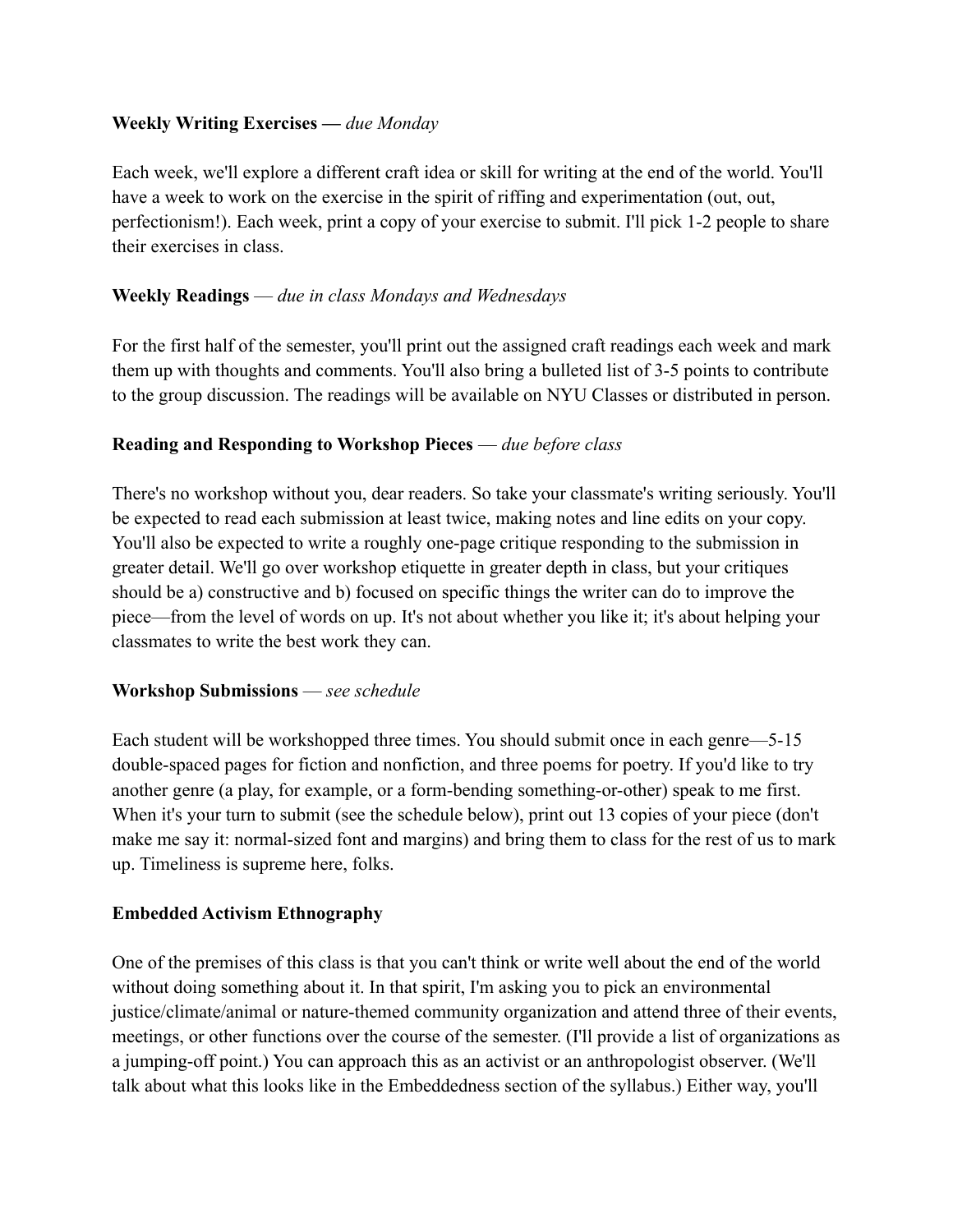**Weekly Writing Exercises —** *due Monday*

Each week, we'll explore a different craft idea or skill for writing at the end of the world. You'll have a week to work on the exercise in the spirit of riffing and experimentation (out, out, perfectionism!). Each week, print a copy of your exercise to submit. I'll pick 1-2 people to share their exercises in class.

**Weekly Readings** — *due in class Mondays and Wednesdays*

For the first half of the semester, you'll print out the assigned craft readings each week and mark them up with thoughts and comments. You'll also bring a bulleted list of 3-5 points to contribute to the group discussion. The readings will be available on NYU Classes or distributed in person.

**Reading and Responding to Workshop Pieces** — *due before class*

There's no workshop without you, dear readers. So take your classmate's writing seriously. You'll be expected to read each submission at least twice, making notes and line edits on your copy. You'll also be expected to write a roughly one-page critique responding to the submission in greater detail. We'll go over workshop etiquette in greater depth in class, but your critiques should be a) constructive and b) focused on specific things the writer can do to improve the piece—from the level of words on up. It's not about whether you like it; it's about helping your classmates to write the best work they can.

**Workshop Submissions** — *see schedule*

Each student will be workshopped three times. You should submit once in each genre—5-15 double-spaced pages for fiction and nonfiction, and three poems for poetry. If you'd like to try another genre (a play, for example, or a form-bending something-or-other) speak to me first. When it's your turn to submit (see the schedule below), print out 13 copies of your piece (don't make me say it: normal-sized font and margins) and bring them to class for the rest of us to mark up. Timeliness is supreme here, folks.

**Embedded Activism Ethnography**

One of the premises of this class is that you can't think or write well about the end of the world without doing something about it. In that spirit, I'm asking you to pick an environmental justice/climate/animal or nature-themed community organization and attend three of their events, meetings, or other functions over the course of the semester. (I'll provide a list of organizations as a jumping-off point.) You can approach this as an activist or an anthropologist observer. (We'll talk about what this looks like in the Embeddedness section of the syllabus.) Either way, you'll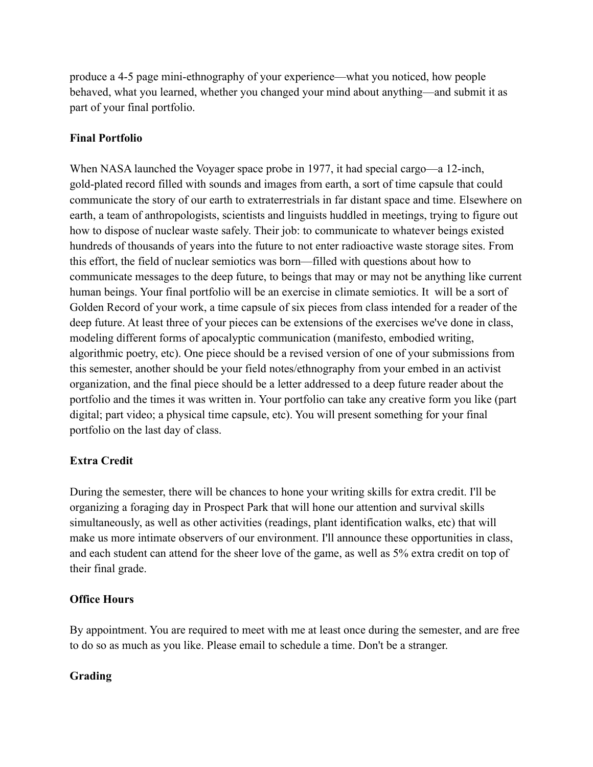produce a 4-5 page mini-ethnography of your experience—what you noticed, how people behaved, what you learned, whether you changed your mind about anything—and submit it as part of your final portfolio.

**Final Portfolio**

When NASA launched the Voyager space probe in 1977, it had special cargo—a 12-inch, gold-plated record filled with sounds and images from earth, a sort of time capsule that could communicate the story of our earth to extraterrestrials in far distant space and time. Elsewhere on earth, a team of anthropologists, scientists and linguists huddled in meetings, trying to figure out how to dispose of nuclear waste safely. Their job: to communicate to whatever beings existed hundreds of thousands of years into the future to not enter radioactive waste storage sites. From this effort, the field of nuclear semiotics was born—filled with questions about how to communicate messages to the deep future, to beings that may or may not be anything like current human beings. Your final portfolio will be an exercise in climate semiotics. It will be a sort of Golden Record of your work, a time capsule of six pieces from class intended for a reader of the deep future. At least three of your pieces can be extensions of the exercises we've done in class, modeling different forms of apocalyptic communication (manifesto, embodied writing, algorithmic poetry, etc). One piece should be a revised version of one of your submissions from this semester, another should be your field notes/ethnography from your embed in an activist organization, and the final piece should be a letter addressed to a deep future reader about the portfolio and the times it was written in. Your portfolio can take any creative form you like (part digital; part video; a physical time capsule, etc). You will present something for your final portfolio on the last day of class.

**Extra Credit**

During the semester, there will be chances to hone your writing skills for extra credit. I'll be organizing a foraging day in Prospect Park that will hone our attention and survival skills simultaneously, as well as other activities (readings, plant identification walks, etc) that will make us more intimate observers of our environment. I'll announce these opportunities in class, and each student can attend for the sheer love of the game, as well as 5% extra credit on top of their final grade.

**Office Hours**

By appointment. You are required to meet with me at least once during the semester, and are free to do so as much as you like. Please email to schedule a time. Don't be a stranger.

**Grading**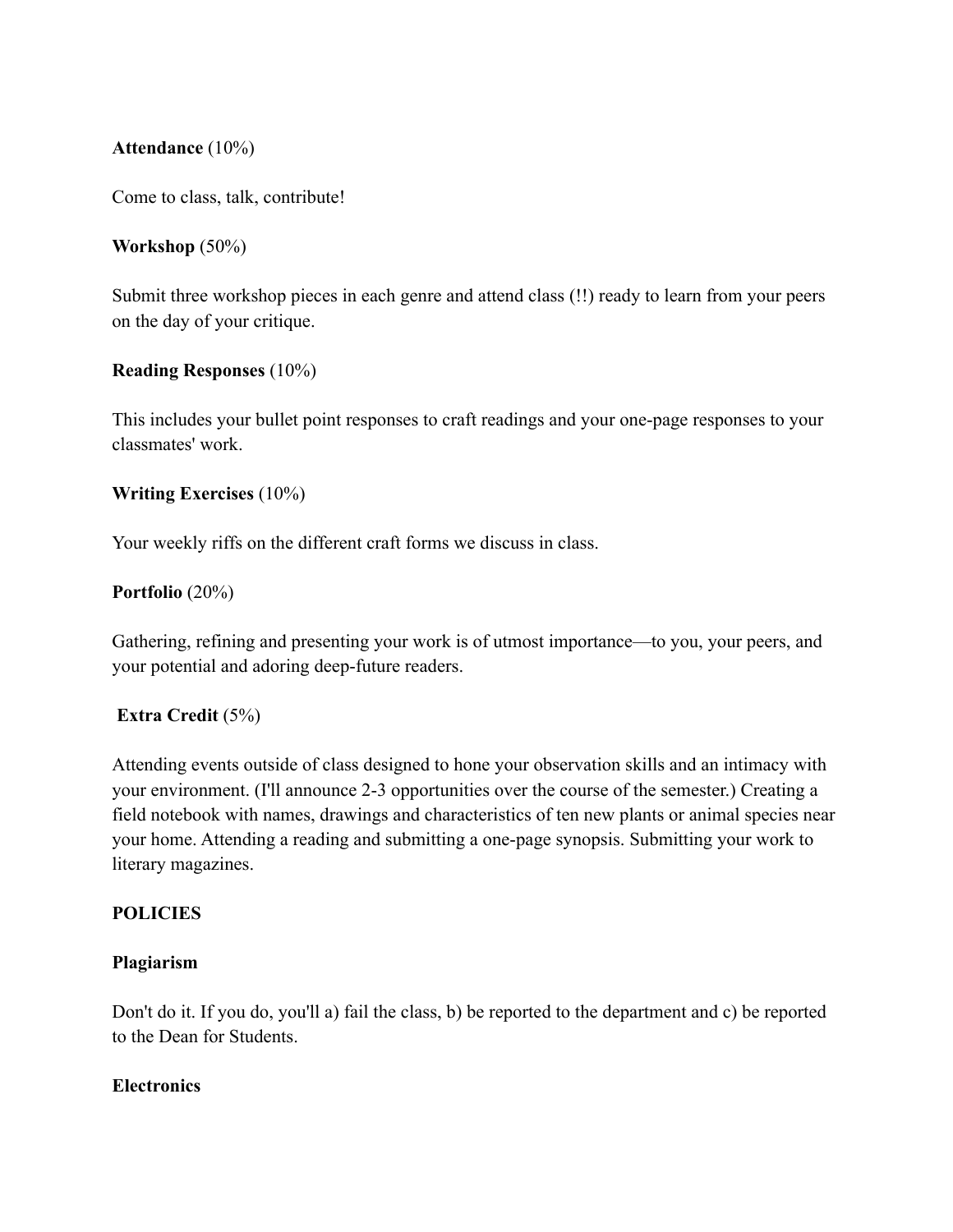**Attendance** (10%)

Come to class, talk, contribute!

**Workshop** (50%)

Submit three workshop pieces in each genre and attend class (!!) ready to learn from your peers on the day of your critique.

**Reading Responses** (10%)

This includes your bullet point responses to craft readings and your one-page responses to your classmates' work.

**Writing Exercises** (10%)

Your weekly riffs on the different craft forms we discuss in class.

**Portfolio** (20%)

Gathering, refining and presenting your work is of utmost importance—to you, your peers, and your potential and adoring deep-future readers.

**Extra Credit** (5%)

Attending events outside of class designed to hone your observation skills and an intimacy with your environment. (I'll announce 2-3 opportunities over the course of the semester.) Creating a field notebook with names, drawings and characteristics of ten new plants or animal species near your home. Attending a reading and submitting a one-page synopsis. Submitting your work to literary magazines.

**POLICIES**

**Plagiarism**

Don't do it. If you do, you'll a) fail the class, b) be reported to the department and c) be reported to the Dean for Students.

**Electronics**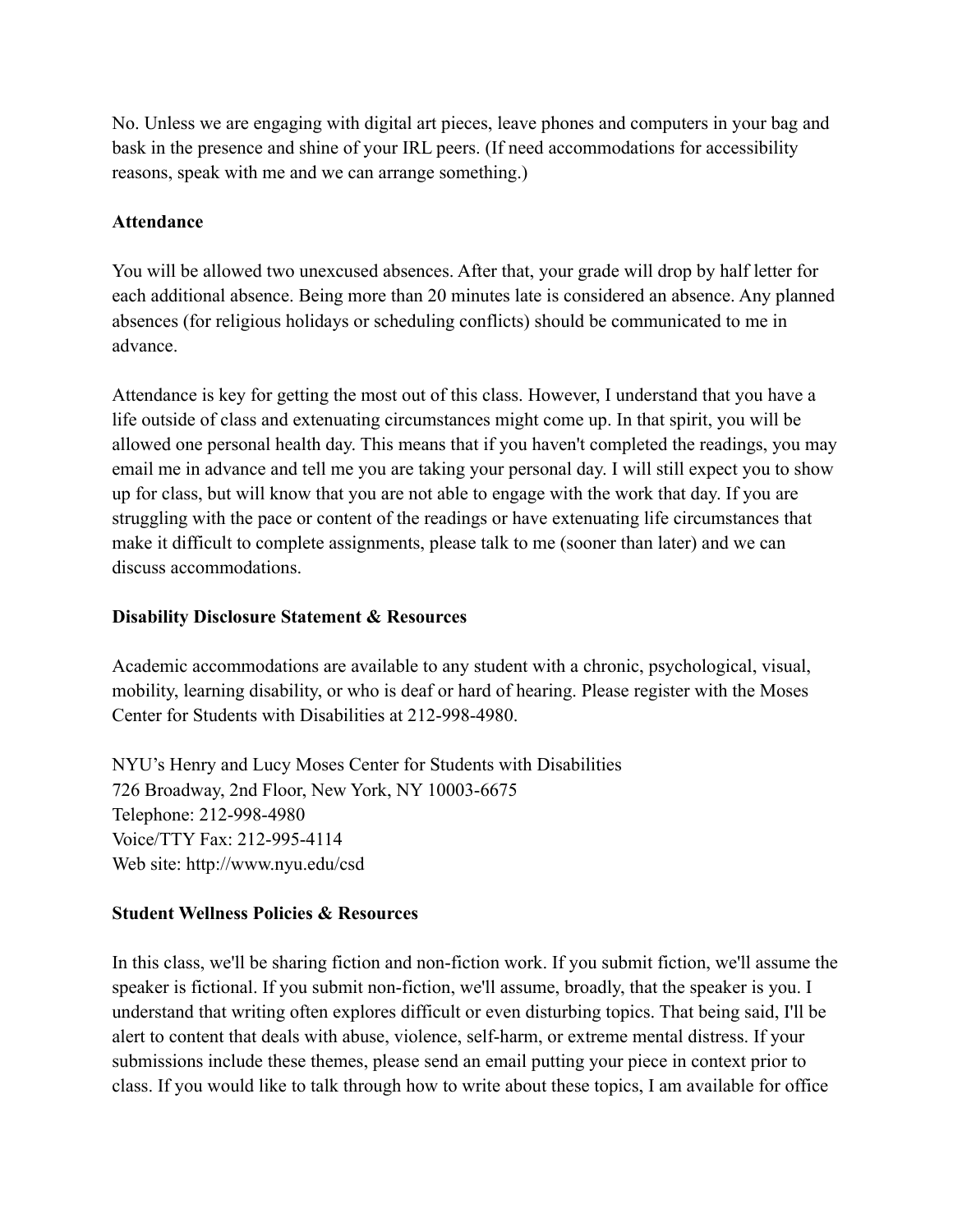No. Unless we are engaging with digital art pieces, leave phones and computers in your bag and bask in the presence and shine of your IRL peers. (If need accommodations for accessibility reasons, speak with me and we can arrange something.)

**Attendance**

You will be allowed two unexcused absences. After that, your grade will drop by half letter for each additional absence. Being more than 20 minutes late is considered an absence. Any planned absences (for religious holidays or scheduling conflicts) should be communicated to me in advance.

Attendance is key for getting the most out of this class. However, I understand that you have a life outside of class and extenuating circumstances might come up. In that spirit, you will be allowed one personal health day. This means that if you haven't completed the readings, you may email me in advance and tell me you are taking your personal day. I will still expect you to show up for class, but will know that you are not able to engage with the work that day. If you are struggling with the pace or content of the readings or have extenuating life circumstances that make it difficult to complete assignments, please talk to me (sooner than later) and we can discuss accommodations.

**Disability Disclosure Statement & Resources**

Academic accommodations are available to any student with a chronic, psychological, visual, mobility, learning disability, or who is deaf or hard of hearing. Please register with the Moses Center for Students with Disabilities at 212-998-4980.

NYU's Henry and Lucy Moses Center for Students with Disabilities
726 Broadway, 2nd Floor, New York, NY 10003-6675
Telephone: 212-998-4980
Voice/TTY Fax: 212-995-4114
Web site: http://www.nyu.edu/csd

**Student Wellness Policies & Resources**

In this class, we'll be sharing fiction and non-fiction work. If you submit fiction, we'll assume the speaker is fictional. If you submit non-fiction, we'll assume, broadly, that the speaker is you. I understand that writing often explores difficult or even disturbing topics. That being said, I'll be alert to content that deals with abuse, violence, self-harm, or extreme mental distress. If your submissions include these themes, please send an email putting your piece in context prior to class. If you would like to talk through how to write about these topics, I am available for office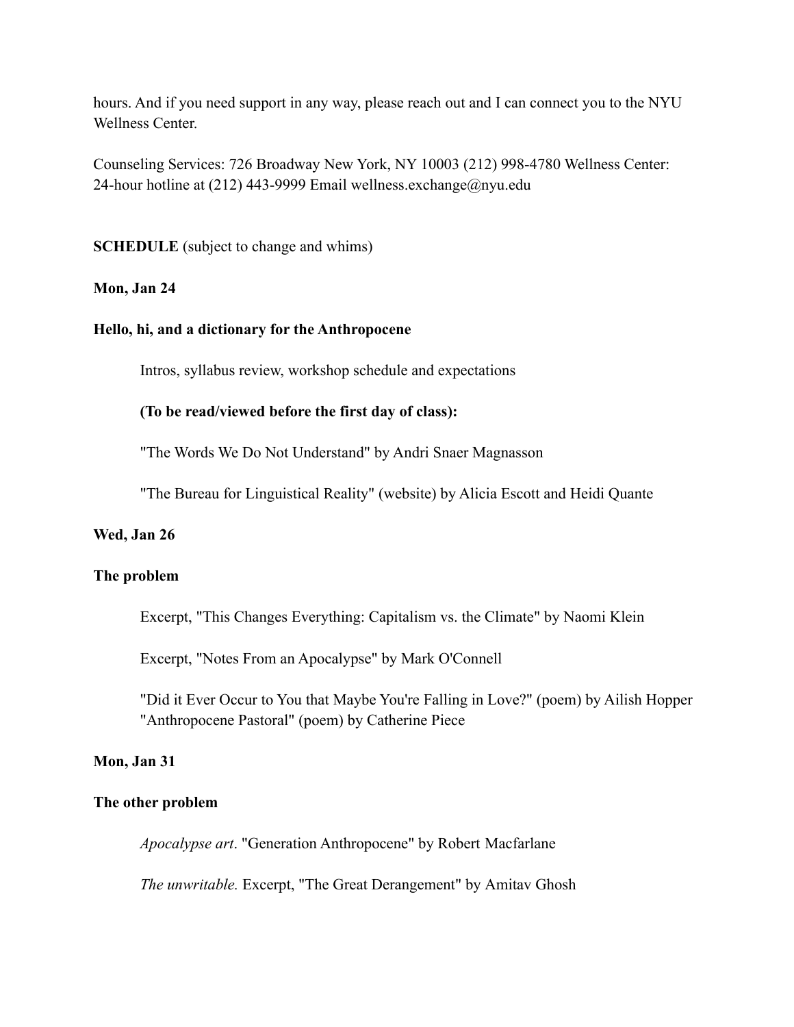hours. And if you need support in any way, please reach out and I can connect you to the NYU Wellness Center.

Counseling Services: 726 Broadway New York, NY 10003 (212) 998-4780 Wellness Center: 24-hour hotline at (212) 443-9999 Email wellness.exchange@nyu.edu

**SCHEDULE** (subject to change and whims)

**Mon, Jan 24**

**Hello, hi, and a dictionary for the Anthropocene**

Intros, syllabus review, workshop schedule and expectations

**(To be read/viewed before the first day of class):**

"The Words We Do Not Understand" by Andri Snaer Magnasson

"The Bureau for Linguistical Reality" (website) by Alicia Escott and Heidi Quante

**Wed, Jan 26**

**The problem**

Excerpt, "This Changes Everything: Capitalism vs. the Climate" by Naomi Klein

Excerpt, "Notes From an Apocalypse" by Mark O'Connell

"Did it Ever Occur to You that Maybe You're Falling in Love?" (poem) by Ailish Hopper
"Anthropocene Pastoral" (poem) by Catherine Piece

**Mon, Jan 31**

**The other problem**

*Apocalypse art*. "Generation Anthropocene" by Robert Macfarlane

*The unwritable.* Excerpt, "The Great Derangement" by Amitav Ghosh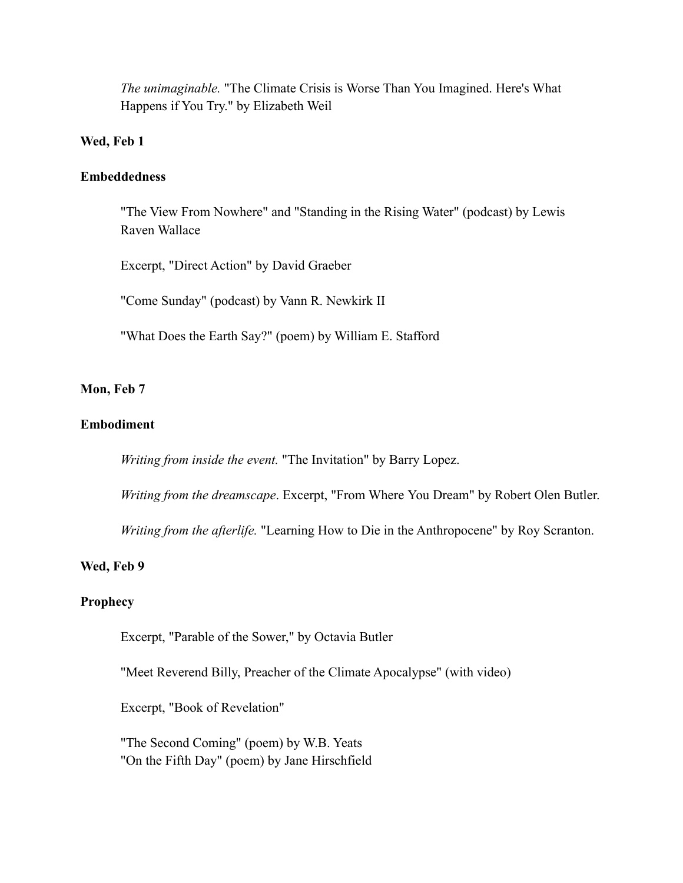*The unimaginable.* "The Climate Crisis is Worse Than You Imagined. Here's What Happens if You Try." by Elizabeth Weil

**Wed, Feb 1**

**Embeddedness**

"The View From Nowhere" and "Standing in the Rising Water" (podcast) by Lewis Raven Wallace

Excerpt, "Direct Action" by David Graeber

"Come Sunday" (podcast) by Vann R. Newkirk II

"What Does the Earth Say?" (poem) by William E. Stafford

**Mon, Feb 7**

**Embodiment**

*Writing from inside the event.* "The Invitation" by Barry Lopez.

*Writing from the dreamscape*. Excerpt, "From Where You Dream" by Robert Olen Butler.

*Writing from the afterlife.* "Learning How to Die in the Anthropocene" by Roy Scranton.

**Wed, Feb 9**

**Prophecy**

Excerpt, "Parable of the Sower," by Octavia Butler

"Meet Reverend Billy, Preacher of the Climate Apocalypse" (with video)

Excerpt, "Book of Revelation"

"The Second Coming" (poem) by W.B. Yeats
"On the Fifth Day" (poem) by Jane Hirschfield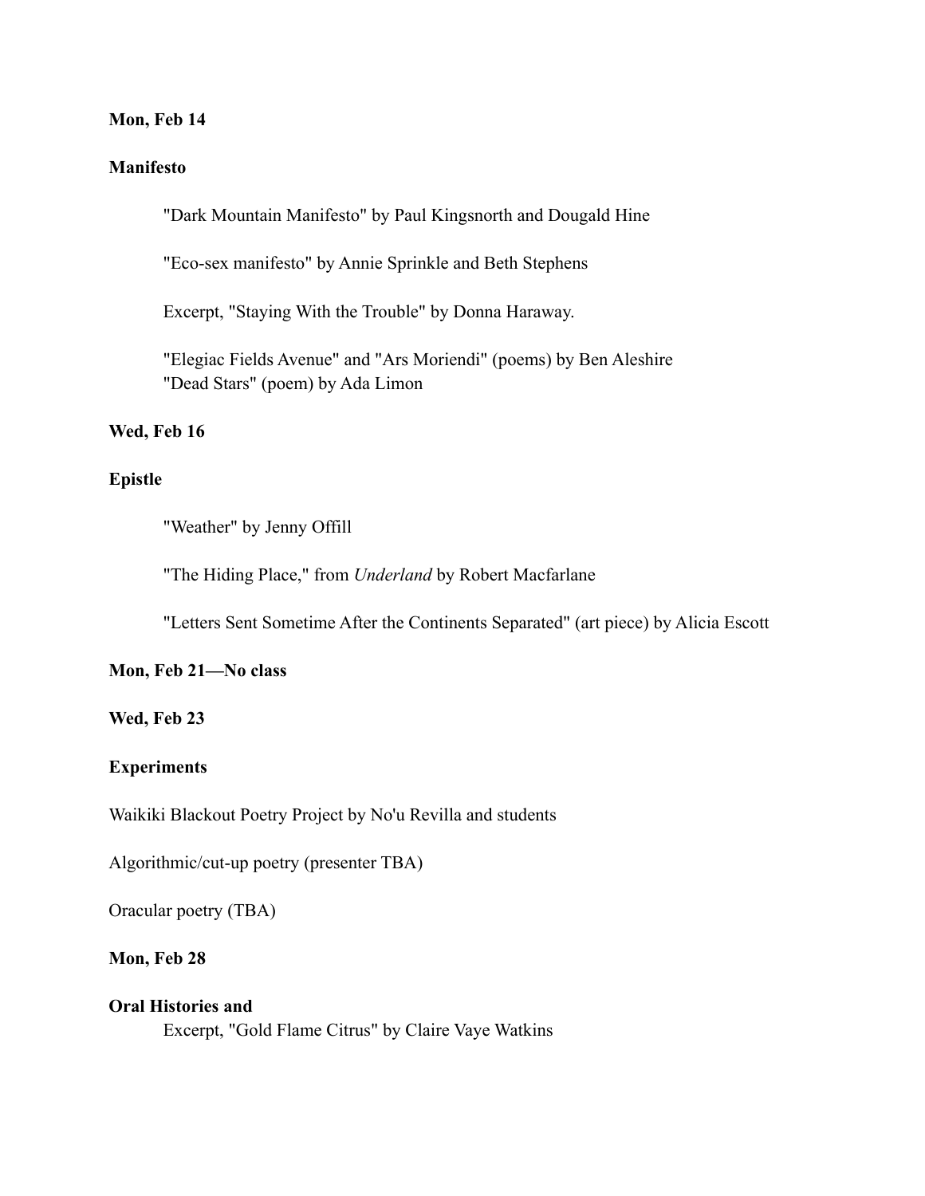**Mon, Feb 14**

**Manifesto**

"Dark Mountain Manifesto" by Paul Kingsnorth and Dougald Hine

"Eco-sex manifesto" by Annie Sprinkle and Beth Stephens

Excerpt, "Staying With the Trouble" by Donna Haraway.

"Elegiac Fields Avenue" and "Ars Moriendi" (poems) by Ben Aleshire
"Dead Stars" (poem) by Ada Limon

**Wed, Feb 16**

**Epistle**

"Weather" by Jenny Offill

"The Hiding Place," from *Underland* by Robert Macfarlane

"Letters Sent Sometime After the Continents Separated" (art piece) by Alicia Escott

**Mon, Feb 21—No class**

**Wed, Feb 23**

**Experiments**

Waikiki Blackout Poetry Project by No'u Revilla and students

Algorithmic/cut-up poetry (presenter TBA)

Oracular poetry (TBA)

**Mon, Feb 28**

**Oral Histories and**

Excerpt, "Gold Flame Citrus" by Claire Vaye Watkins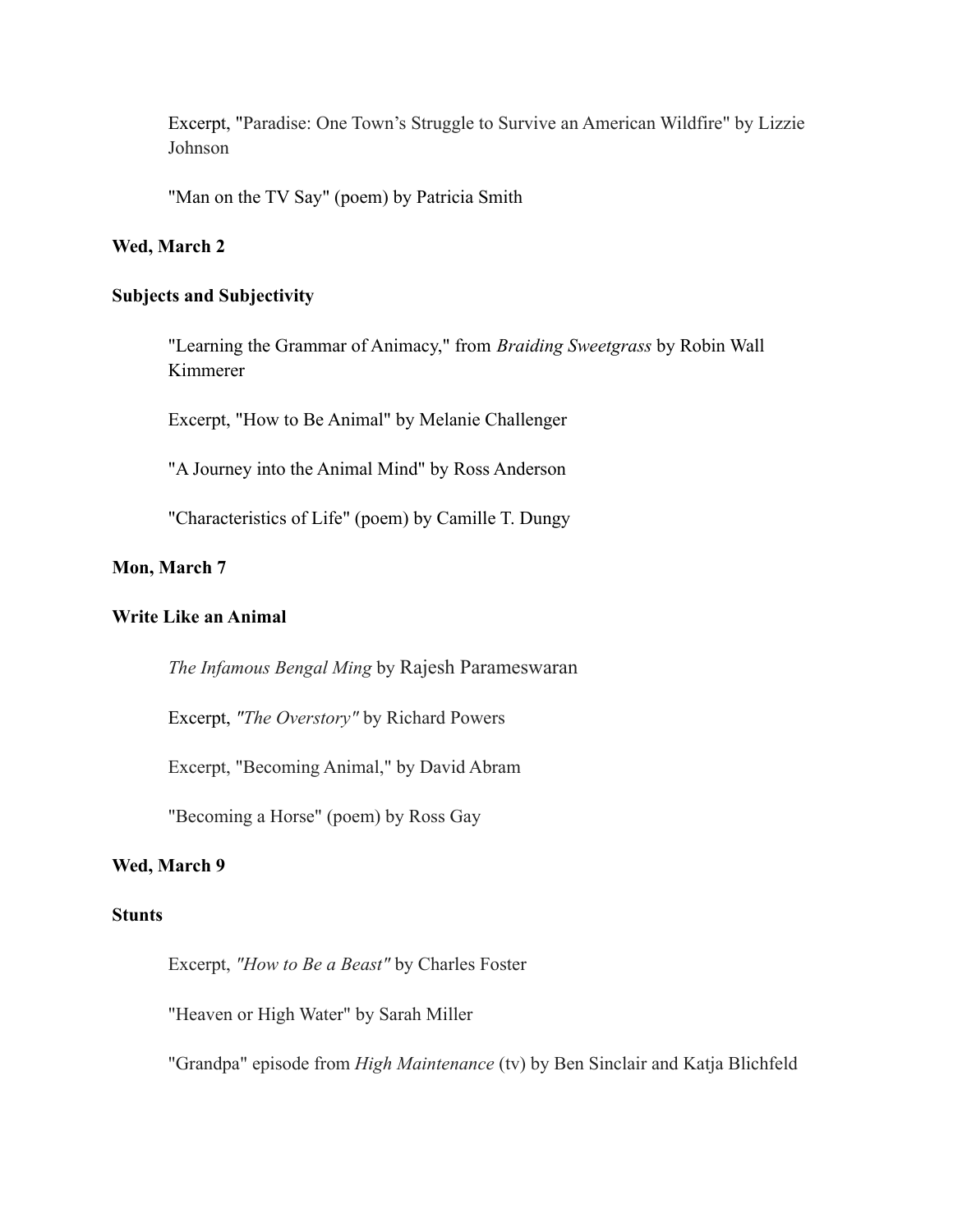Excerpt, "Paradise: One Town's Struggle to Survive an American Wildfire" by Lizzie Johnson

"Man on the TV Say" (poem) by Patricia Smith

**Wed, March 2**

**Subjects and Subjectivity**

"Learning the Grammar of Animacy," from *Braiding Sweetgrass* by Robin Wall Kimmerer

Excerpt, "How to Be Animal" by Melanie Challenger

"A Journey into the Animal Mind" by Ross Anderson

"Characteristics of Life" (poem) by Camille T. Dungy

**Mon, March 7**

**Write Like an Animal**

*The Infamous Bengal Ming* by Rajesh Parameswaran

Excerpt, *"The Overstory"* by Richard Powers

Excerpt, "Becoming Animal," by David Abram

"Becoming a Horse" (poem) by Ross Gay

**Wed, March 9**

**Stunts**

Excerpt, *"How to Be a Beast"* by Charles Foster

"Heaven or High Water" by Sarah Miller

"Grandpa" episode from *High Maintenance* (tv) by Ben Sinclair and Katja Blichfeld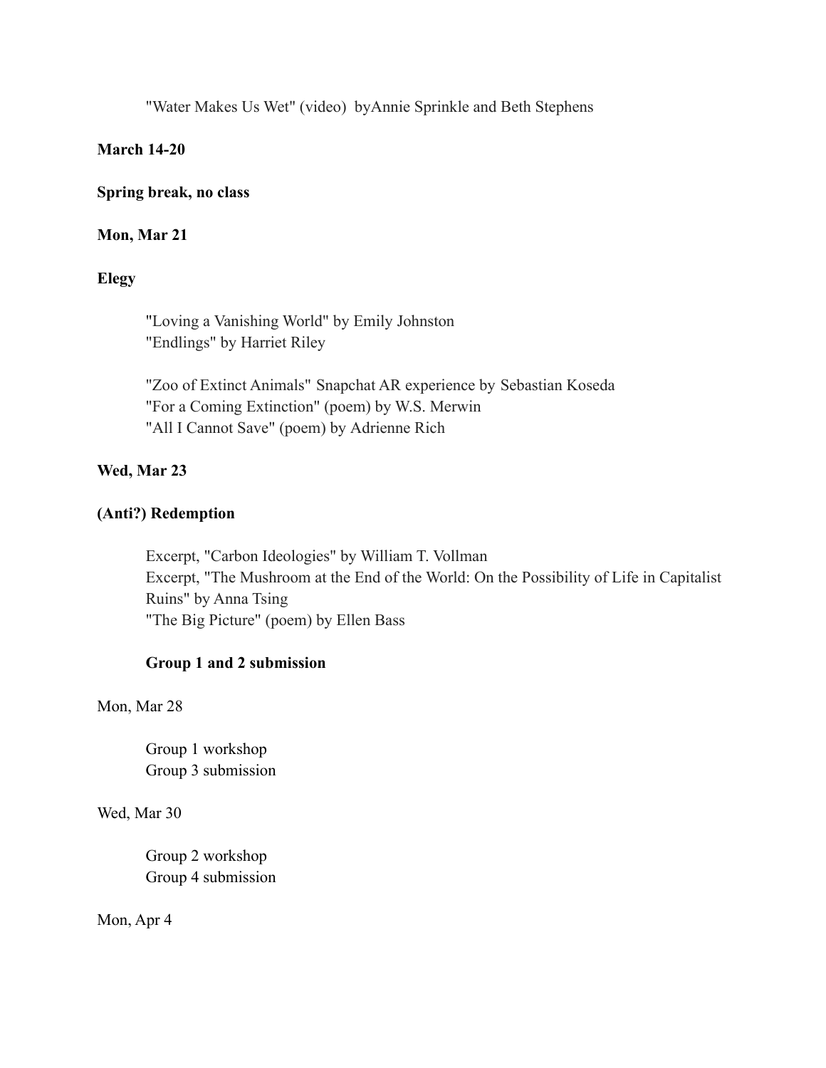"Water Makes Us Wet" (video)  byAnnie Sprinkle and Beth Stephens

**March 14-20**

**Spring break, no class**

**Mon, Mar 21**

**Elegy**

"Loving a Vanishing World" by Emily Johnston
"Endlings" by Harriet Riley

"Zoo of Extinct Animals" Snapchat AR experience by Sebastian Koseda
"For a Coming Extinction" (poem) by W.S. Merwin
"All I Cannot Save" (poem) by Adrienne Rich

**Wed, Mar 23**

**(Anti?) Redemption**

Excerpt, "Carbon Ideologies" by William T. Vollman
Excerpt, "The Mushroom at the End of the World: On the Possibility of Life in Capitalist Ruins" by Anna Tsing
"The Big Picture" (poem) by Ellen Bass

**Group 1 and 2 submission**

Mon, Mar 28

Group 1 workshop
Group 3 submission

Wed, Mar 30

Group 2 workshop
Group 4 submission

Mon, Apr 4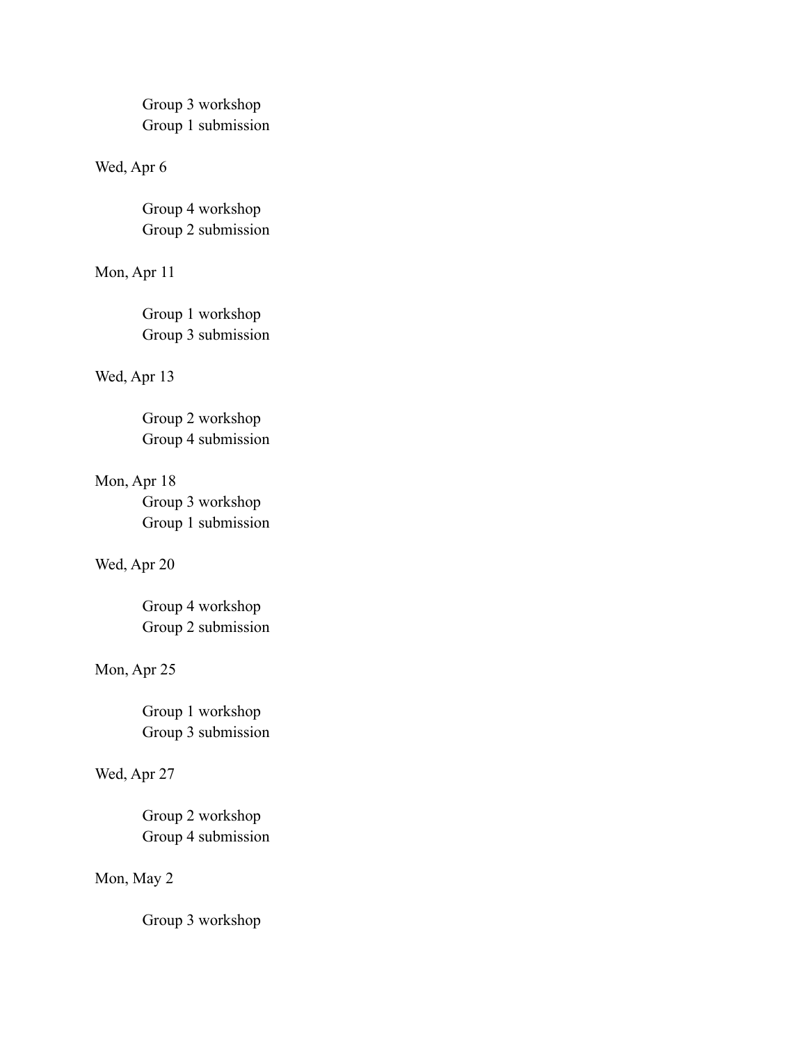Group 3 workshop
Group 1 submission

Wed, Apr 6

Group 4 workshop
Group 2 submission

Mon, Apr 11

Group 1 workshop
Group 3 submission

Wed, Apr 13

Group 2 workshop
Group 4 submission

Mon, Apr 18
Group 3 workshop
Group 1 submission

Wed, Apr 20

Group 4 workshop
Group 2 submission

Mon, Apr 25

Group 1 workshop
Group 3 submission

Wed, Apr 27

Group 2 workshop
Group 4 submission

Mon, May 2

Group 3 workshop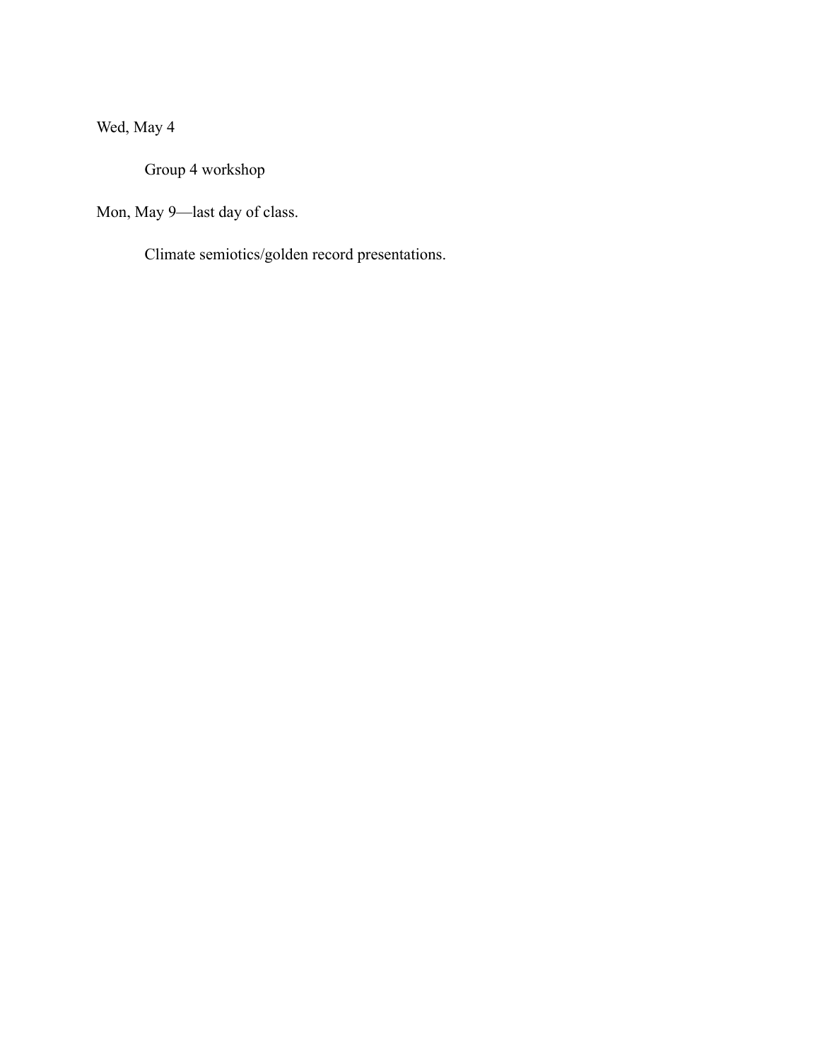Wed, May 4

Group 4 workshop

Mon, May 9—last day of class.

Climate semiotics/golden record presentations.